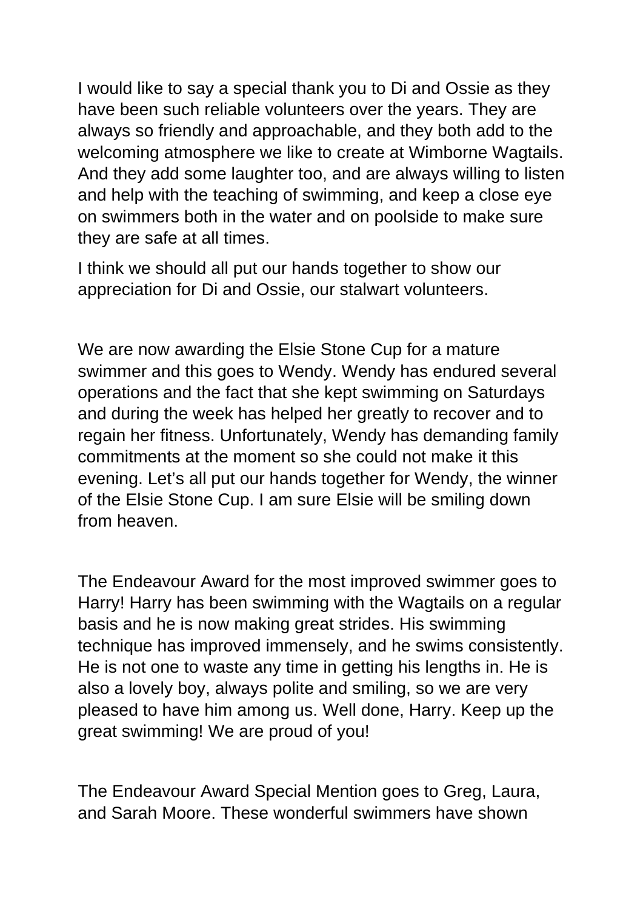I would like to say a special thank you to Di and Ossie as they have been such reliable volunteers over the years. They are always so friendly and approachable, and they both add to the welcoming atmosphere we like to create at Wimborne Wagtails. And they add some laughter too, and are always willing to listen and help with the teaching of swimming, and keep a close eye on swimmers both in the water and on poolside to make sure they are safe at all times.

I think we should all put our hands together to show our appreciation for Di and Ossie, our stalwart volunteers.

We are now awarding the Elsie Stone Cup for a mature swimmer and this goes to Wendy. Wendy has endured several operations and the fact that she kept swimming on Saturdays and during the week has helped her greatly to recover and to regain her fitness. Unfortunately, Wendy has demanding family commitments at the moment so she could not make it this evening. Let's all put our hands together for Wendy, the winner of the Elsie Stone Cup. I am sure Elsie will be smiling down from heaven.

The Endeavour Award for the most improved swimmer goes to Harry! Harry has been swimming with the Wagtails on a regular basis and he is now making great strides. His swimming technique has improved immensely, and he swims consistently. He is not one to waste any time in getting his lengths in. He is also a lovely boy, always polite and smiling, so we are very pleased to have him among us. Well done, Harry. Keep up the great swimming! We are proud of you!

The Endeavour Award Special Mention goes to Greg, Laura, and Sarah Moore. These wonderful swimmers have shown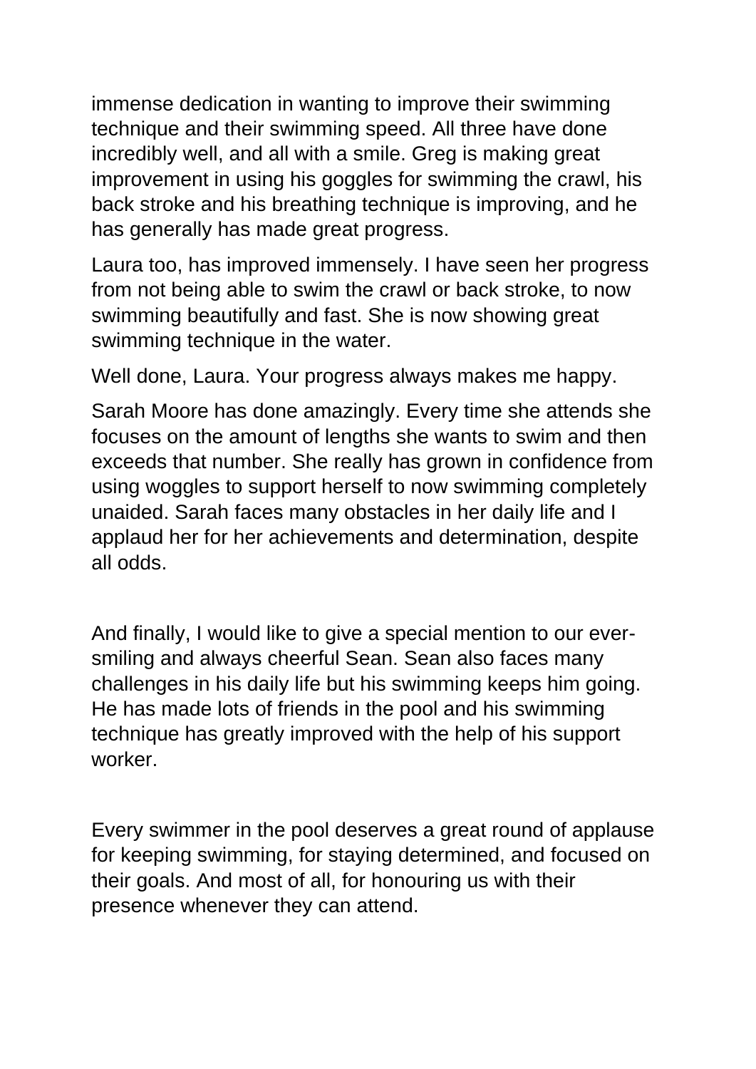immense dedication in wanting to improve their swimming technique and their swimming speed. All three have done incredibly well, and all with a smile. Greg is making great improvement in using his goggles for swimming the crawl, his back stroke and his breathing technique is improving, and he has generally has made great progress.

Laura too, has improved immensely. I have seen her progress from not being able to swim the crawl or back stroke, to now swimming beautifully and fast. She is now showing great swimming technique in the water.

Well done, Laura. Your progress always makes me happy.

Sarah Moore has done amazingly. Every time she attends she focuses on the amount of lengths she wants to swim and then exceeds that number. She really has grown in confidence from using woggles to support herself to now swimming completely unaided. Sarah faces many obstacles in her daily life and I applaud her for her achievements and determination, despite all odds.

And finally, I would like to give a special mention to our ever-smiling and always cheerful Sean. Sean also faces many challenges in his daily life but his swimming keeps him going. He has made lots of friends in the pool and his swimming technique has greatly improved with the help of his support worker.

Every swimmer in the pool deserves a great round of applause for keeping swimming, for staying determined, and focused on their goals. And most of all, for honouring us with their presence whenever they can attend.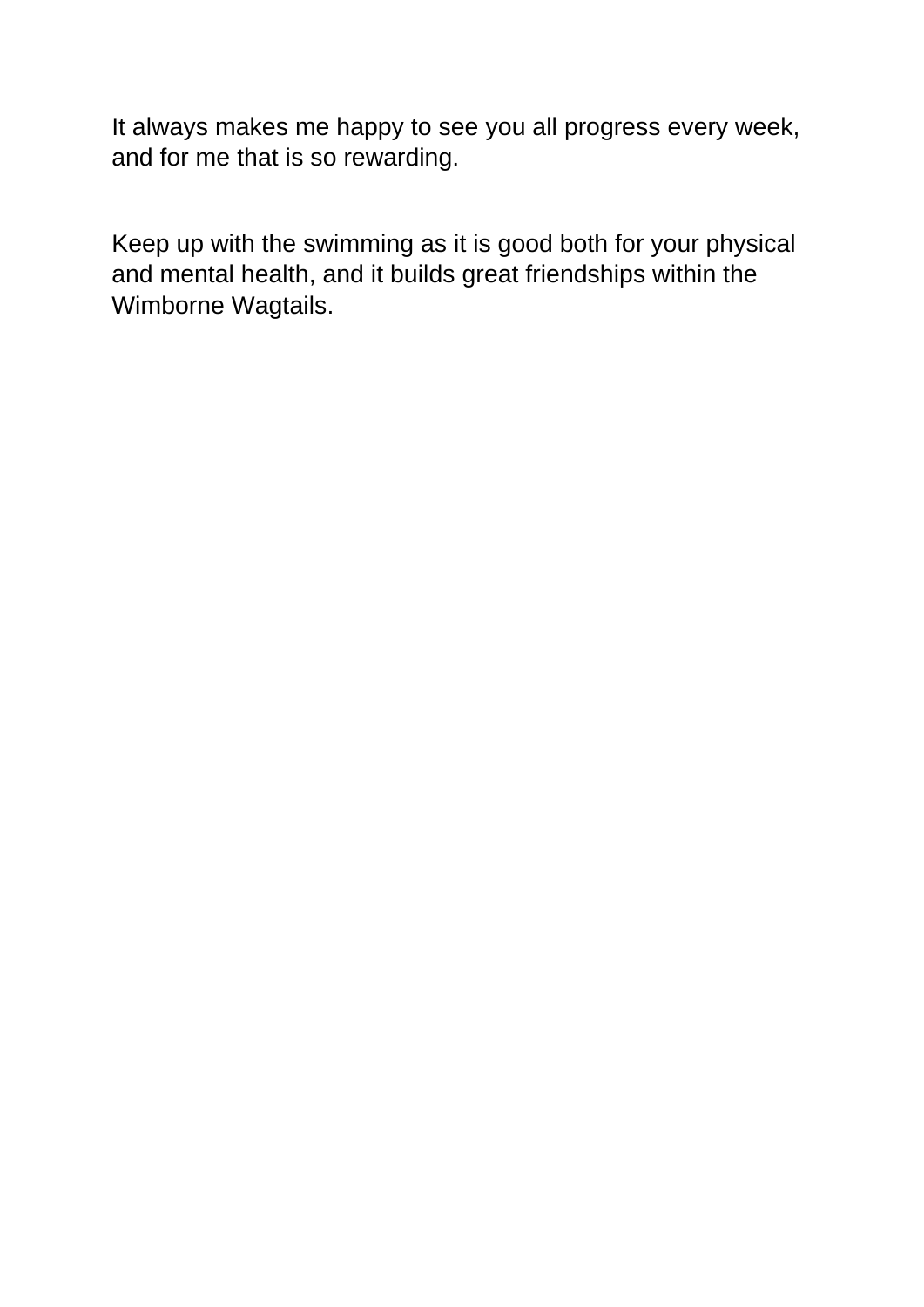It always makes me happy to see you all progress every week, and for me that is so rewarding.

Keep up with the swimming as it is good both for your physical and mental health, and it builds great friendships within the Wimborne Wagtails.